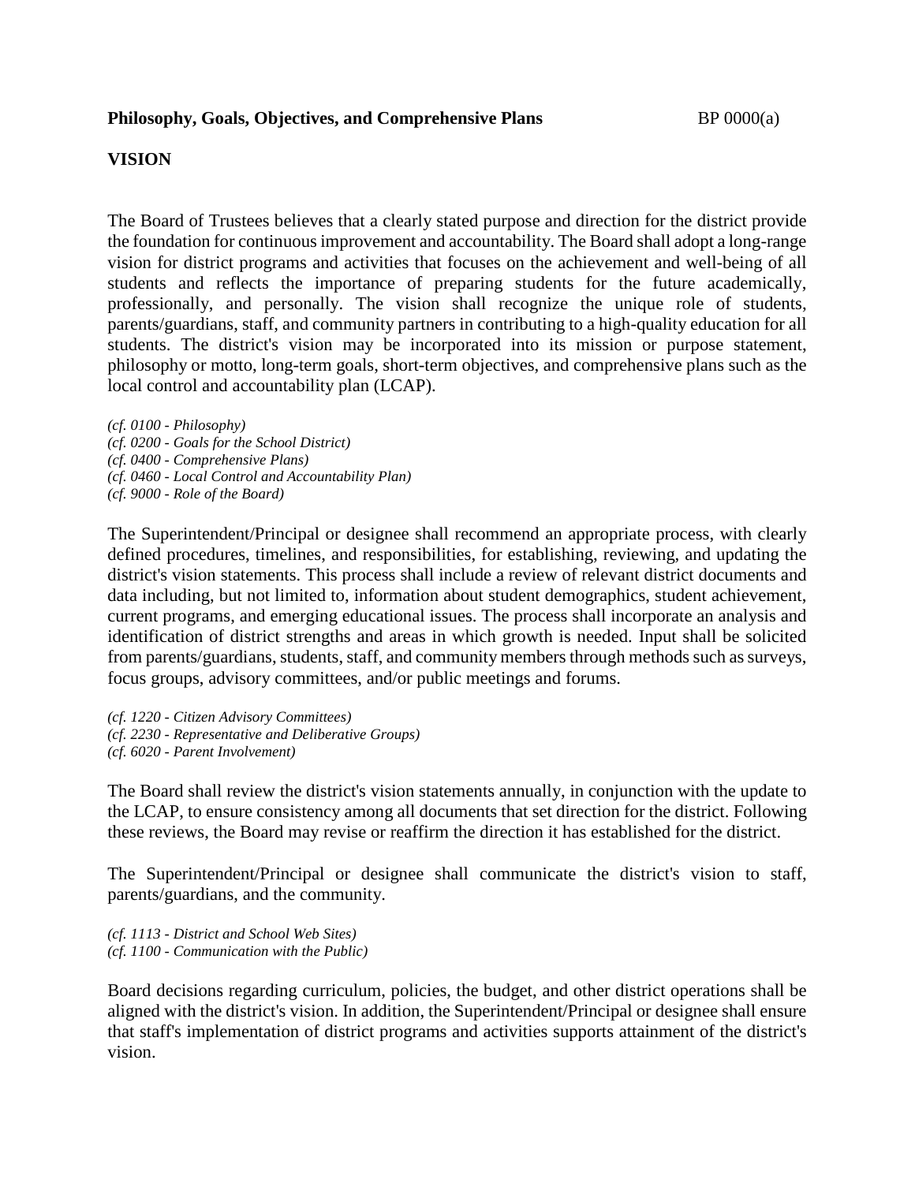**Philosophy, Goals, Objectives, and Comprehensive Plans** BP 0000(a)

## VISION

The Board of Trustees believes that a clearly stated purpose and direction for the district provide the foundation for continuous improvement and accountability. The Board shall adopt a long-range vision for district programs and activities that focuses on the achievement and well-being of all students and reflects the importance of preparing students for the future academically, professionally, and personally. The vision shall recognize the unique role of students, parents/guardians, staff, and community partners in contributing to a high-quality education for all students. The district's vision may be incorporated into its mission or purpose statement, philosophy or motto, long-term goals, short-term objectives, and comprehensive plans such as the local control and accountability plan (LCAP).

*(cf. 0100 - Philosophy)*
*(cf. 0200 - Goals for the School District)*
*(cf. 0400 - Comprehensive Plans)*
*(cf. 0460 - Local Control and Accountability Plan)*
*(cf. 9000 - Role of the Board)*

The Superintendent/Principal or designee shall recommend an appropriate process, with clearly defined procedures, timelines, and responsibilities, for establishing, reviewing, and updating the district's vision statements. This process shall include a review of relevant district documents and data including, but not limited to, information about student demographics, student achievement, current programs, and emerging educational issues. The process shall incorporate an analysis and identification of district strengths and areas in which growth is needed. Input shall be solicited from parents/guardians, students, staff, and community members through methods such as surveys, focus groups, advisory committees, and/or public meetings and forums.

*(cf. 1220 - Citizen Advisory Committees)*
*(cf. 2230 - Representative and Deliberative Groups)*
*(cf. 6020 - Parent Involvement)*

The Board shall review the district's vision statements annually, in conjunction with the update to the LCAP, to ensure consistency among all documents that set direction for the district. Following these reviews, the Board may revise or reaffirm the direction it has established for the district.

The Superintendent/Principal or designee shall communicate the district's vision to staff, parents/guardians, and the community.

*(cf. 1113 - District and School Web Sites)*
*(cf. 1100 - Communication with the Public)*

Board decisions regarding curriculum, policies, the budget, and other district operations shall be aligned with the district's vision. In addition, the Superintendent/Principal or designee shall ensure that staff's implementation of district programs and activities supports attainment of the district's vision.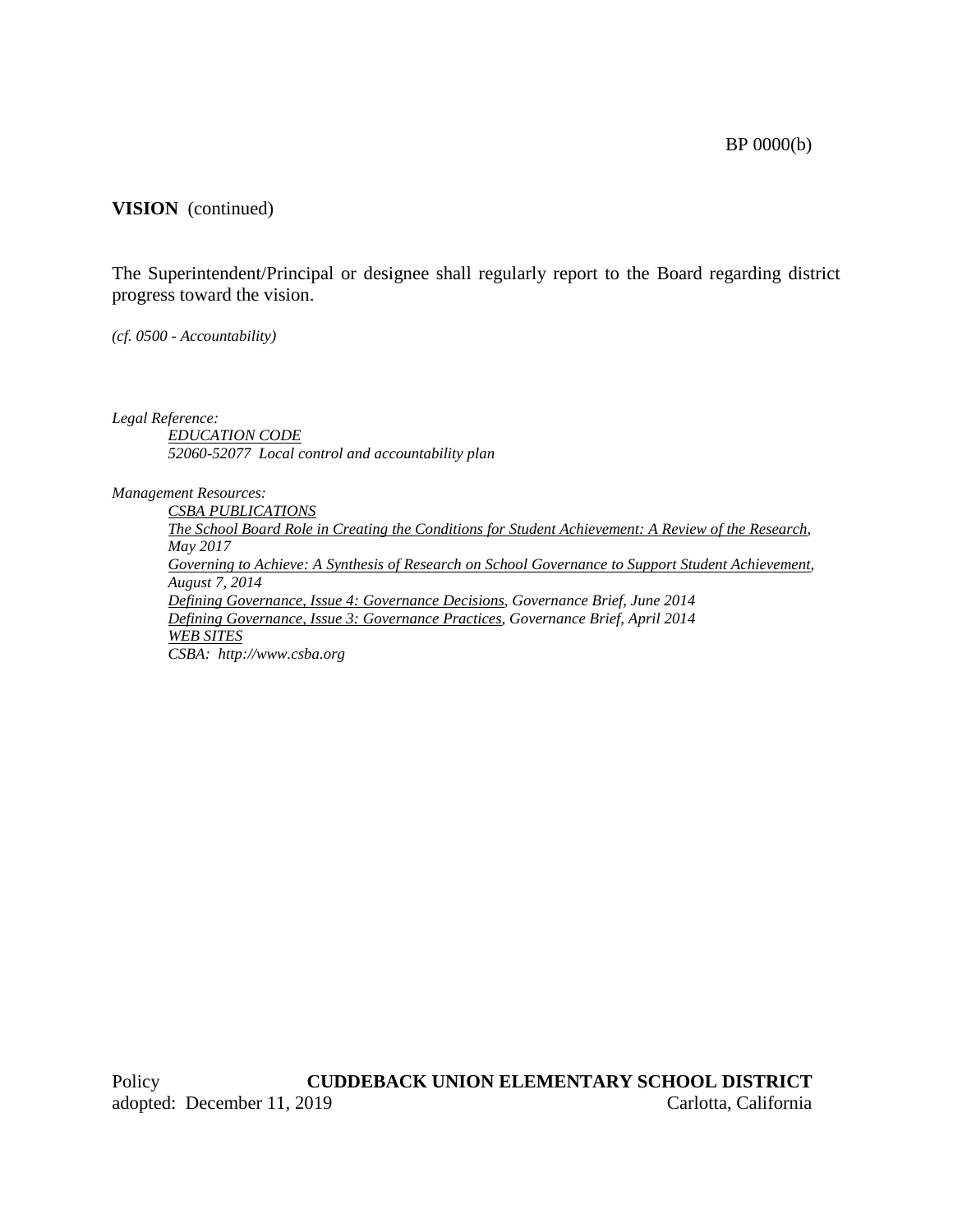**VISION** (continued)

The Superintendent/Principal or designee shall regularly report to the Board regarding district progress toward the vision.

*(cf. 0500 - Accountability)*

*Legal Reference:*

*EDUCATION CODE*

*52060-52077 Local control and accountability plan*

*Management Resources:*

*CSBA PUBLICATIONS*

*The School Board Role in Creating the Conditions for Student Achievement: A Review of the Research, May 2017*

*Governing to Achieve: A Synthesis of Research on School Governance to Support Student Achievement, August 7, 2014*

*Defining Governance, Issue 4: Governance Decisions, Governance Brief, June 2014*

*Defining Governance, Issue 3: Governance Practices, Governance Brief, April 2014*

*WEB SITES*

*CSBA: http://www.csba.org*

Policy **CUDDEBACK UNION ELEMENTARY SCHOOL DISTRICT**
adopted: December 11, 2019 Carlotta, California